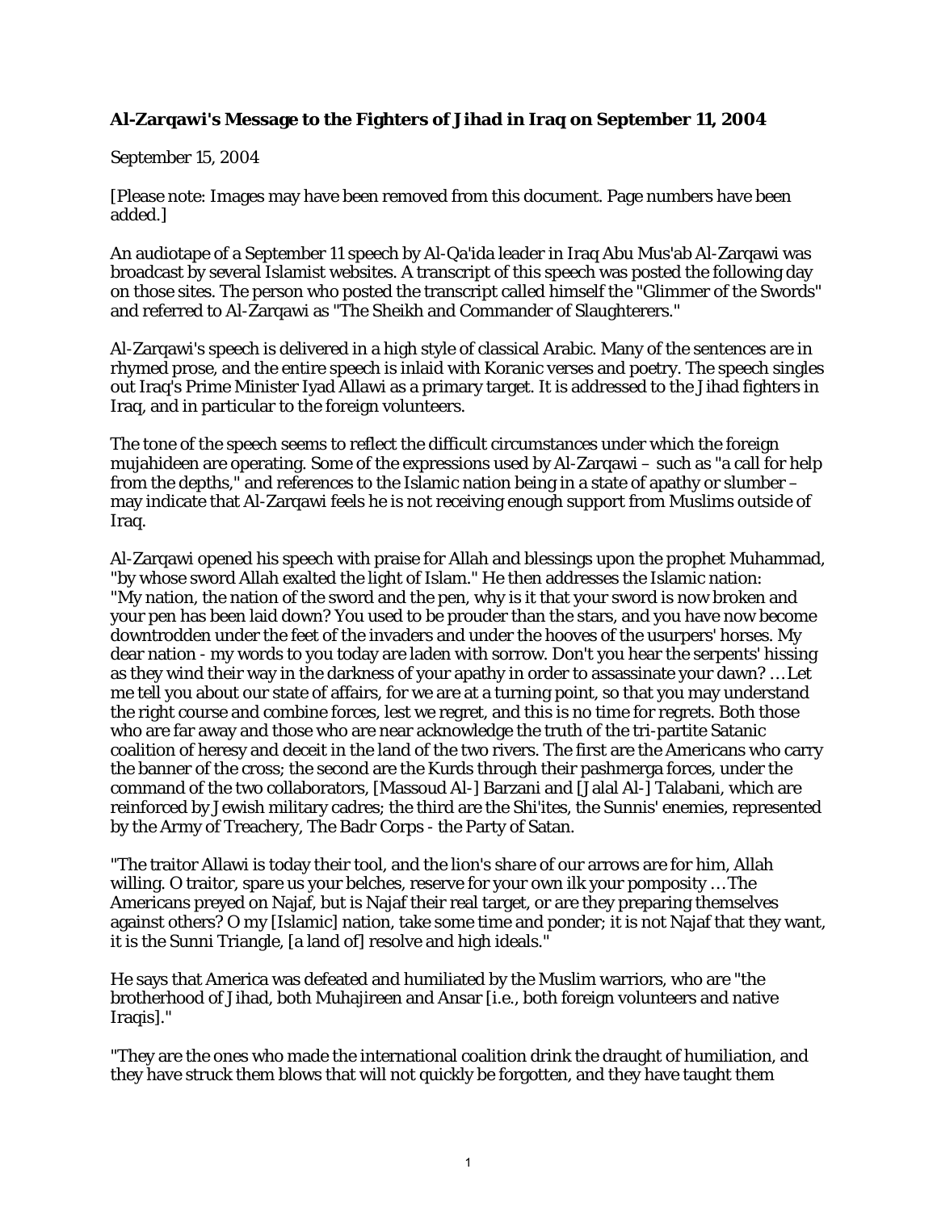**Al-Zarqawi's Message to the Fighters of Jihad in Iraq on September 11, 2004**

September 15, 2004

[Please note: Images may have been removed from this document. Page numbers have been added.]

An audiotape of a September 11 speech by Al-Qa'ida leader in Iraq Abu Mus'ab Al-Zarqawi was broadcast by several Islamist websites. A transcript of this speech was posted the following day on those sites. The person who posted the transcript called himself the "Glimmer of the Swords" and referred to Al-Zarqawi as "The Sheikh and Commander of Slaughterers."

Al-Zarqawi's speech is delivered in a high style of classical Arabic. Many of the sentences are in rhymed prose, and the entire speech is inlaid with Koranic verses and poetry. The speech singles out Iraq's Prime Minister Iyad Allawi as a primary target. It is addressed to the Jihad fighters in Iraq, and in particular to the foreign volunteers.

The tone of the speech seems to reflect the difficult circumstances under which the foreign mujahideen are operating. Some of the expressions used by Al-Zarqawi – such as "a call for help from the depths," and references to the Islamic nation being in a state of apathy or slumber – may indicate that Al-Zarqawi feels he is not receiving enough support from Muslims outside of Iraq.

Al-Zarqawi opened his speech with praise for Allah and blessings upon the prophet Muhammad, "by whose sword Allah exalted the light of Islam." He then addresses the Islamic nation: "My nation, the nation of the sword and the pen, why is it that your sword is now broken and your pen has been laid down? You used to be prouder than the stars, and you have now become downtrodden under the feet of the invaders and under the hooves of the usurpers' horses. My dear nation - my words to you today are laden with sorrow. Don't you hear the serpents' hissing as they wind their way in the darkness of your apathy in order to assassinate your dawn? … Let me tell you about our state of affairs, for we are at a turning point, so that you may understand the right course and combine forces, lest we regret, and this is no time for regrets. Both those who are far away and those who are near acknowledge the truth of the tri-partite Satanic coalition of heresy and deceit in the land of the two rivers. The first are the Americans who carry the banner of the cross; the second are the Kurds through their pashmerga forces, under the command of the two collaborators, [Massoud Al-] Barzani and [Jalal Al-] Talabani, which are reinforced by Jewish military cadres; the third are the Shi'ites, the Sunnis' enemies, represented by the Army of Treachery, The Badr Corps - the Party of Satan.

"The traitor Allawi is today their tool, and the lion's share of our arrows are for him, Allah willing. O traitor, spare us your belches, reserve for your own ilk your pomposity … The Americans preyed on Najaf, but is Najaf their real target, or are they preparing themselves against others? O my [Islamic] nation, take some time and ponder; it is not Najaf that they want, it is the Sunni Triangle, [a land of] resolve and high ideals."

He says that America was defeated and humiliated by the Muslim warriors, who are "the brotherhood of Jihad, both Muhajireen and Ansar [i.e., both foreign volunteers and native Iraqis]."

"They are the ones who made the international coalition drink the draught of humiliation, and they have struck them blows that will not quickly be forgotten, and they have taught them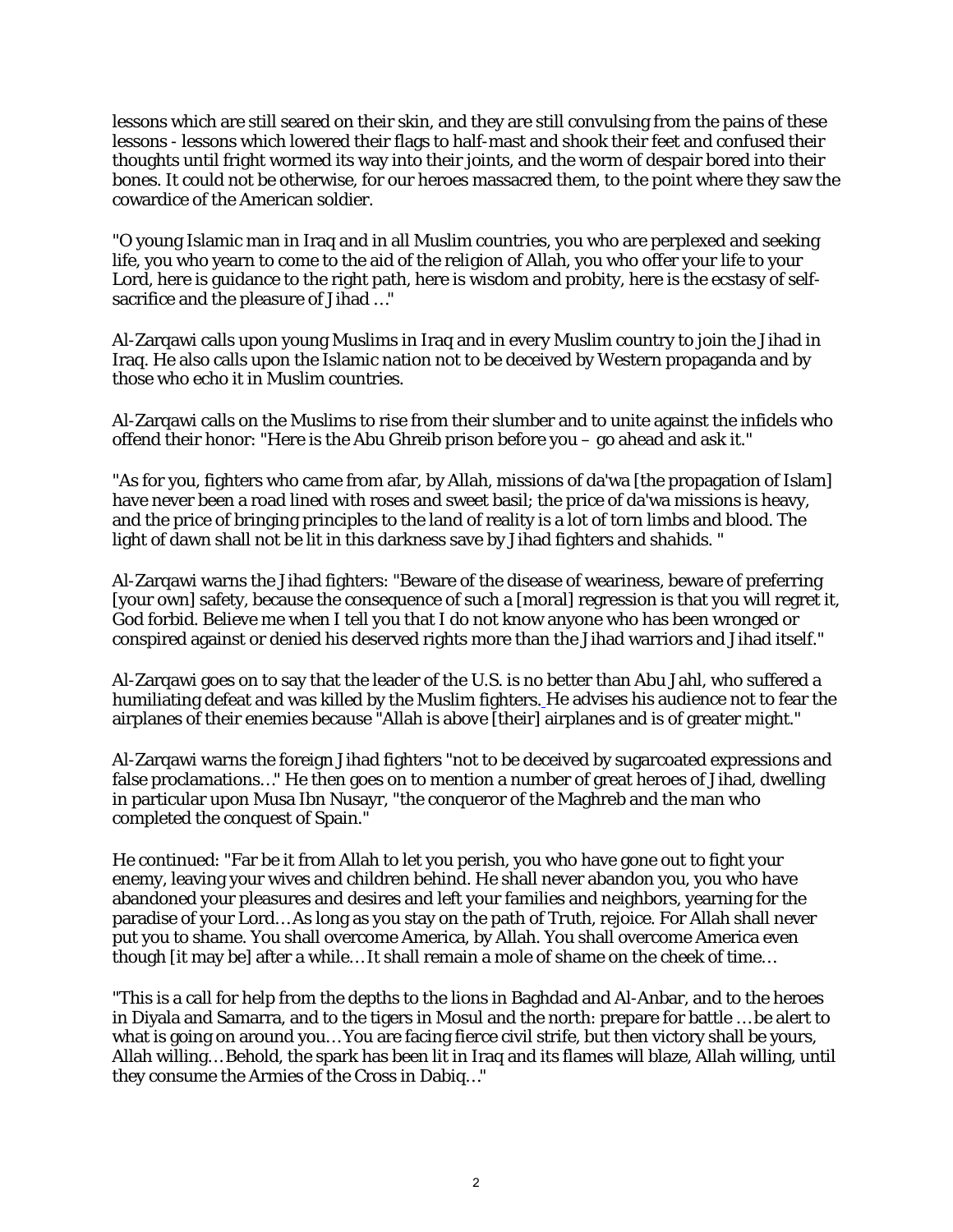lessons which are still seared on their skin, and they are still convulsing from the pains of these lessons - lessons which lowered their flags to half-mast and shook their feet and confused their thoughts until fright wormed its way into their joints, and the worm of despair bored into their bones. It could not be otherwise, for our heroes massacred them, to the point where they saw the cowardice of the American soldier.

"O young Islamic man in Iraq and in all Muslim countries, you who are perplexed and seeking life, you who yearn to come to the aid of the religion of Allah, you who offer your life to your Lord, here is guidance to the right path, here is wisdom and probity, here is the ecstasy of self-sacrifice and the pleasure of Jihad …"

Al-Zarqawi calls upon young Muslims in Iraq and in every Muslim country to join the Jihad in Iraq. He also calls upon the Islamic nation not to be deceived by Western propaganda and by those who echo it in Muslim countries.

Al-Zarqawi calls on the Muslims to rise from their slumber and to unite against the infidels who offend their honor: "Here is the Abu Ghreib prison before you – go ahead and ask it."

"As for you, fighters who came from afar, by Allah, missions of da'wa [the propagation of Islam] have never been a road lined with roses and sweet basil; the price of da'wa missions is heavy, and the price of bringing principles to the land of reality is a lot of torn limbs and blood. The light of dawn shall not be lit in this darkness save by Jihad fighters and shahids. "

Al-Zarqawi warns the Jihad fighters: "Beware of the disease of weariness, beware of preferring [your own] safety, because the consequence of such a [moral] regression is that you will regret it, God forbid. Believe me when I tell you that I do not know anyone who has been wronged or conspired against or denied his deserved rights more than the Jihad warriors and Jihad itself."

Al-Zarqawi goes on to say that the leader of the U.S. is no better than Abu Jahl, who suffered a humiliating defeat and was killed by the Muslim fighters. He advises his audience not to fear the airplanes of their enemies because "Allah is above [their] airplanes and is of greater might."

Al-Zarqawi warns the foreign Jihad fighters "not to be deceived by sugarcoated expressions and false proclamations…" He then goes on to mention a number of great heroes of Jihad, dwelling in particular upon Musa Ibn Nusayr, "the conqueror of the Maghreb and the man who completed the conquest of Spain."

He continued: "Far be it from Allah to let you perish, you who have gone out to fight your enemy, leaving your wives and children behind. He shall never abandon you, you who have abandoned your pleasures and desires and left your families and neighbors, yearning for the paradise of your Lord… As long as you stay on the path of Truth, rejoice. For Allah shall never put you to shame. You shall overcome America, by Allah. You shall overcome America even though [it may be] after a while… It shall remain a mole of shame on the cheek of time…

"This is a call for help from the depths to the lions in Baghdad and Al-Anbar, and to the heroes in Diyala and Samarra, and to the tigers in Mosul and the north: prepare for battle … be alert to what is going on around you… You are facing fierce civil strife, but then victory shall be yours, Allah willing… Behold, the spark has been lit in Iraq and its flames will blaze, Allah willing, until they consume the Armies of the Cross in Dabiq…"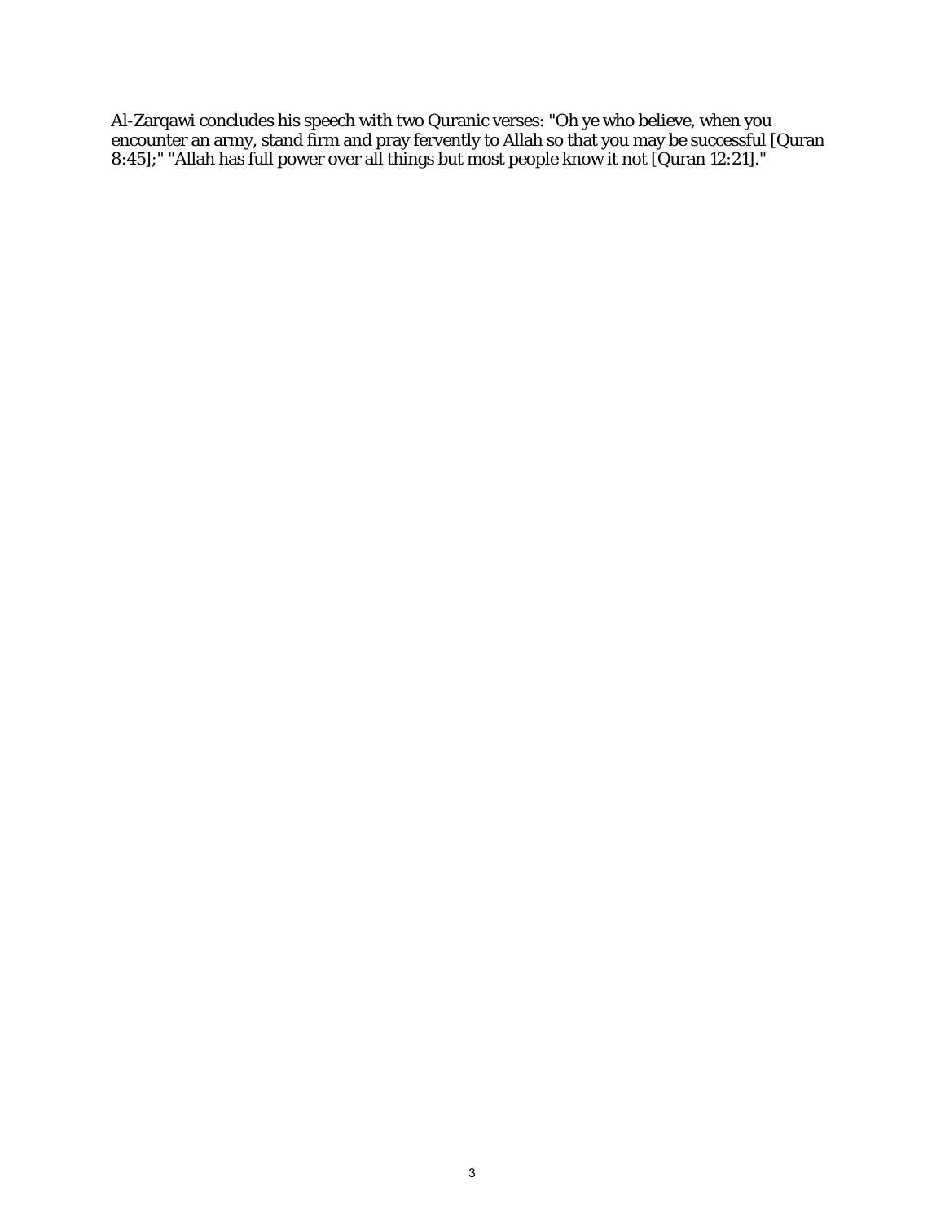Al-Zarqawi concludes his speech with two Quranic verses: "Oh ye who believe, when you encounter an army, stand firm and pray fervently to Allah so that you may be successful [Quran 8:45];" "Allah has full power over all things but most people know it not [Quran 12:21]."